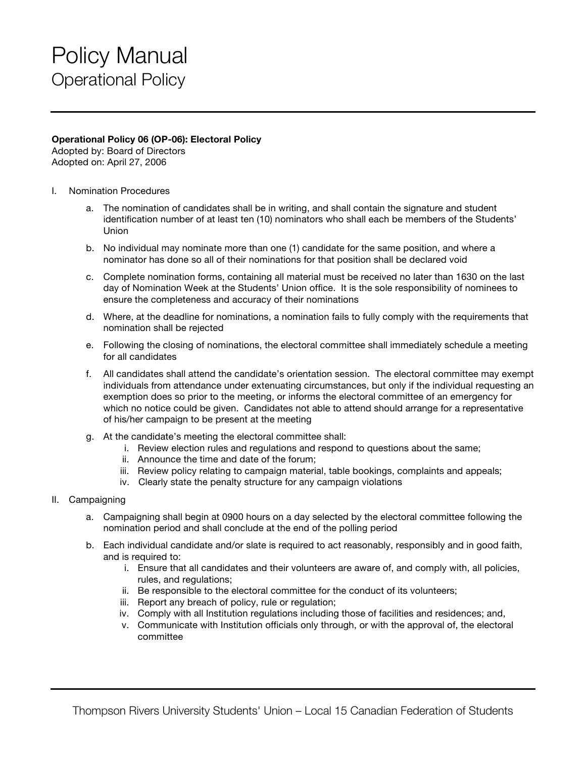# Policy Manual
## Operational Policy

**Operational Policy 06 (OP-06): Electoral Policy**
Adopted by: Board of Directors
Adopted on: April 27, 2006

I. Nomination Procedures

   a. The nomination of candidates shall be in writing, and shall contain the signature and student identification number of at least ten (10) nominators who shall each be members of the Students' Union

   b. No individual may nominate more than one (1) candidate for the same position, and where a nominator has done so all of their nominations for that position shall be declared void

   c. Complete nomination forms, containing all material must be received no later than 1630 on the last day of Nomination Week at the Students' Union office. It is the sole responsibility of nominees to ensure the completeness and accuracy of their nominations

   d. Where, at the deadline for nominations, a nomination fails to fully comply with the requirements that nomination shall be rejected

   e. Following the closing of nominations, the electoral committee shall immediately schedule a meeting for all candidates

   f. All candidates shall attend the candidate's orientation session. The electoral committee may exempt individuals from attendance under extenuating circumstances, but only if the individual requesting an exemption does so prior to the meeting, or informs the electoral committee of an emergency for which no notice could be given. Candidates not able to attend should arrange for a representative of his/her campaign to be present at the meeting

   g. At the candidate's meeting the electoral committee shall:
      i. Review election rules and regulations and respond to questions about the same;
      ii. Announce the time and date of the forum;
      iii. Review policy relating to campaign material, table bookings, complaints and appeals;
      iv. Clearly state the penalty structure for any campaign violations

II. Campaigning

   a. Campaigning shall begin at 0900 hours on a day selected by the electoral committee following the nomination period and shall conclude at the end of the polling period

   b. Each individual candidate and/or slate is required to act reasonably, responsibly and in good faith, and is required to:
      i. Ensure that all candidates and their volunteers are aware of, and comply with, all policies, rules, and regulations;
      ii. Be responsible to the electoral committee for the conduct of its volunteers;
      iii. Report any breach of policy, rule or regulation;
      iv. Comply with all Institution regulations including those of facilities and residences; and,
      v. Communicate with Institution officials only through, or with the approval of, the electoral committee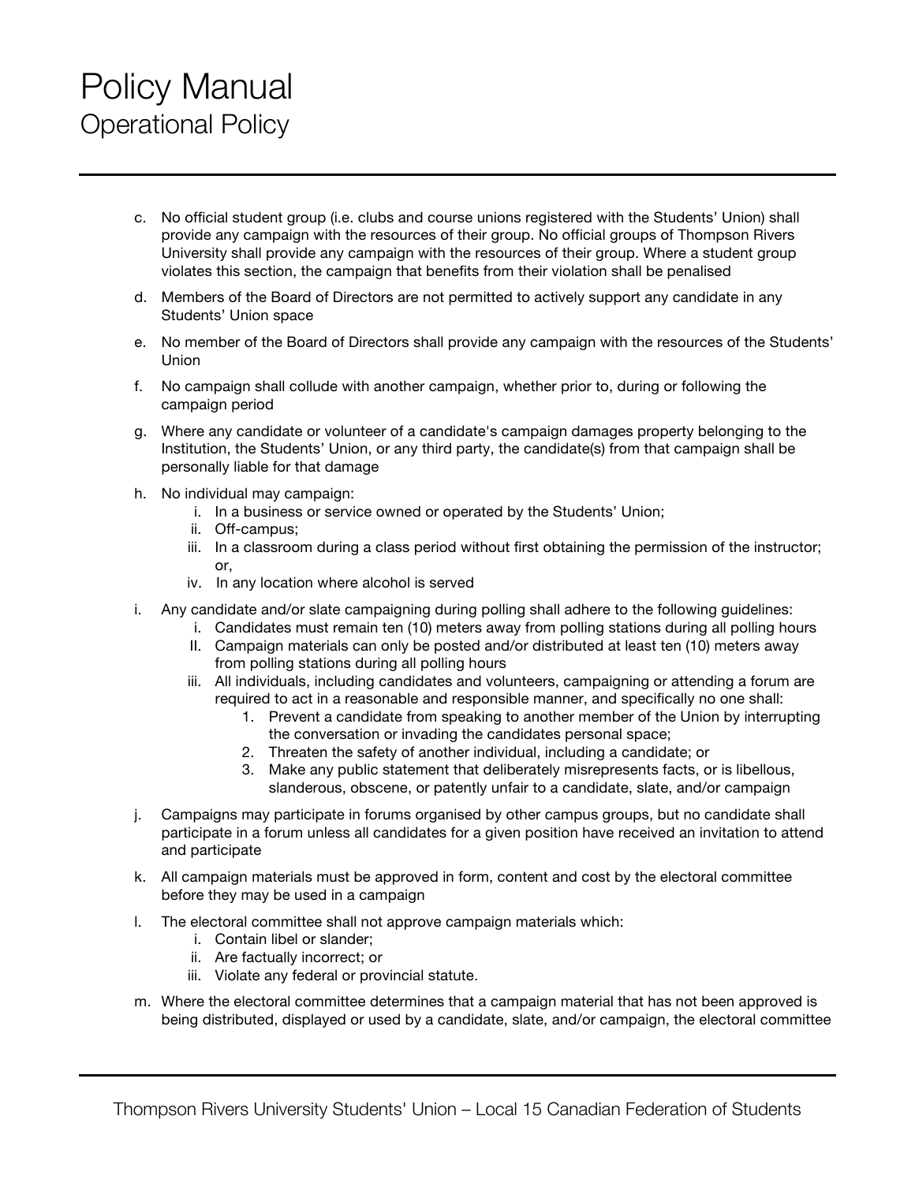c. No official student group (i.e. clubs and course unions registered with the Students' Union) shall provide any campaign with the resources of their group. No official groups of Thompson Rivers University shall provide any campaign with the resources of their group. Where a student group violates this section, the campaign that benefits from their violation shall be penalised

d. Members of the Board of Directors are not permitted to actively support any candidate in any Students' Union space

e. No member of the Board of Directors shall provide any campaign with the resources of the Students' Union

f. No campaign shall collude with another campaign, whether prior to, during or following the campaign period

g. Where any candidate or volunteer of a candidate's campaign damages property belonging to the Institution, the Students' Union, or any third party, the candidate(s) from that campaign shall be personally liable for that damage

h. No individual may campaign:
   i. In a business or service owned or operated by the Students' Union;
   ii. Off-campus;
   iii. In a classroom during a class period without first obtaining the permission of the instructor; or,
   iv. In any location where alcohol is served

i. Any candidate and/or slate campaigning during polling shall adhere to the following guidelines:
   i. Candidates must remain ten (10) meters away from polling stations during all polling hours
   II. Campaign materials can only be posted and/or distributed at least ten (10) meters away from polling stations during all polling hours
   iii. All individuals, including candidates and volunteers, campaigning or attending a forum are required to act in a reasonable and responsible manner, and specifically no one shall:
      1. Prevent a candidate from speaking to another member of the Union by interrupting the conversation or invading the candidates personal space;
      2. Threaten the safety of another individual, including a candidate; or
      3. Make any public statement that deliberately misrepresents facts, or is libellous, slanderous, obscene, or patently unfair to a candidate, slate, and/or campaign

j. Campaigns may participate in forums organised by other campus groups, but no candidate shall participate in a forum unless all candidates for a given position have received an invitation to attend and participate

k. All campaign materials must be approved in form, content and cost by the electoral committee before they may be used in a campaign

l. The electoral committee shall not approve campaign materials which:
   i. Contain libel or slander;
   ii. Are factually incorrect; or
   iii. Violate any federal or provincial statute.

m. Where the electoral committee determines that a campaign material that has not been approved is being distributed, displayed or used by a candidate, slate, and/or campaign, the electoral committee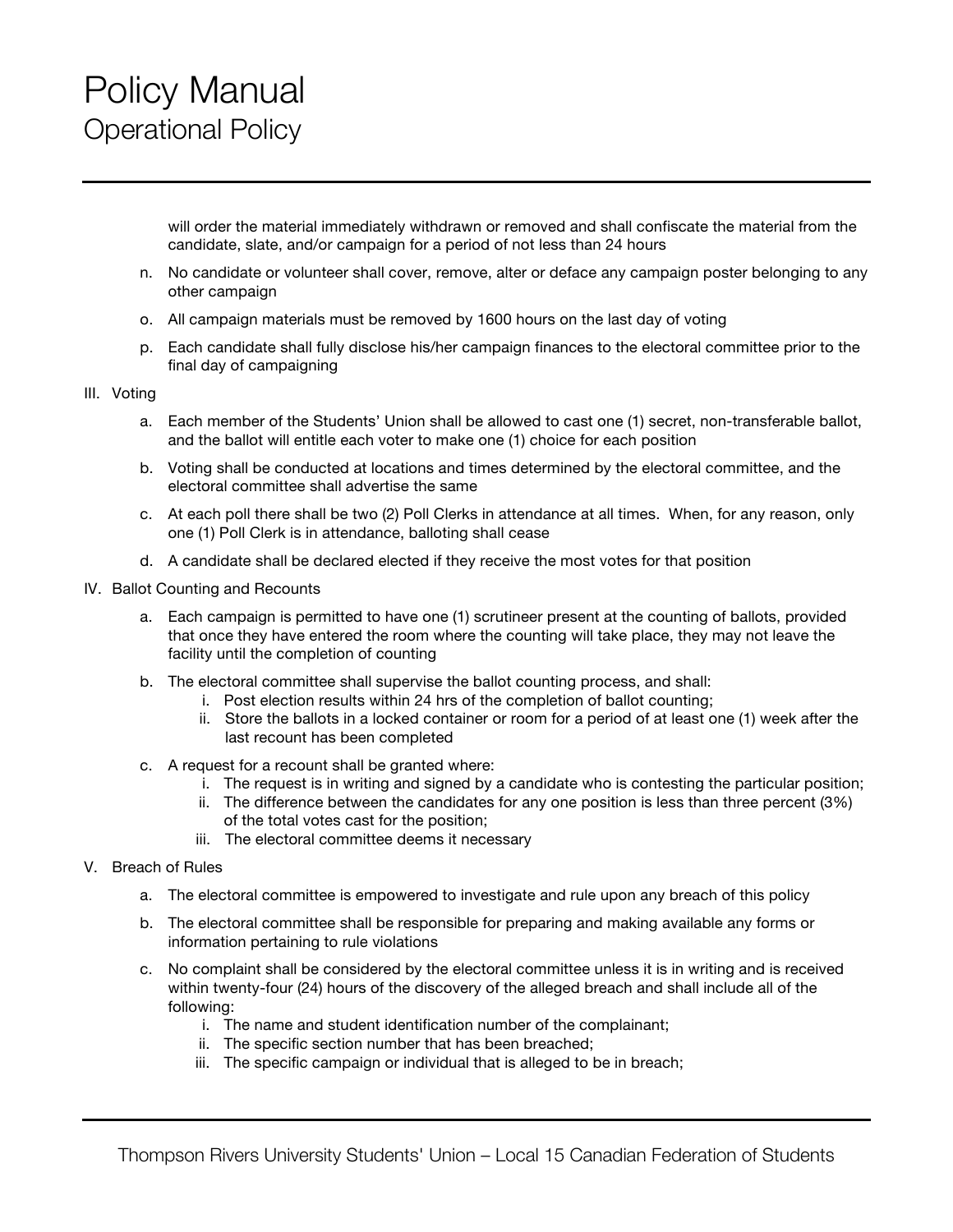will order the material immediately withdrawn or removed and shall confiscate the material from the candidate, slate, and/or campaign for a period of not less than 24 hours

n. No candidate or volunteer shall cover, remove, alter or deface any campaign poster belonging to any other campaign

o. All campaign materials must be removed by 1600 hours on the last day of voting

p. Each candidate shall fully disclose his/her campaign finances to the electoral committee prior to the final day of campaigning

III. Voting

a. Each member of the Students' Union shall be allowed to cast one (1) secret, non-transferable ballot, and the ballot will entitle each voter to make one (1) choice for each position

b. Voting shall be conducted at locations and times determined by the electoral committee, and the electoral committee shall advertise the same

c. At each poll there shall be two (2) Poll Clerks in attendance at all times. When, for any reason, only one (1) Poll Clerk is in attendance, balloting shall cease

d. A candidate shall be declared elected if they receive the most votes for that position

IV. Ballot Counting and Recounts

a. Each campaign is permitted to have one (1) scrutineer present at the counting of ballots, provided that once they have entered the room where the counting will take place, they may not leave the facility until the completion of counting

b. The electoral committee shall supervise the ballot counting process, and shall:

   i. Post election results within 24 hrs of the completion of ballot counting;
   ii. Store the ballots in a locked container or room for a period of at least one (1) week after the last recount has been completed

c. A request for a recount shall be granted where:

   i. The request is in writing and signed by a candidate who is contesting the particular position;
   ii. The difference between the candidates for any one position is less than three percent (3%) of the total votes cast for the position;
   iii. The electoral committee deems it necessary

V. Breach of Rules

a. The electoral committee is empowered to investigate and rule upon any breach of this policy

b. The electoral committee shall be responsible for preparing and making available any forms or information pertaining to rule violations

c. No complaint shall be considered by the electoral committee unless it is in writing and is received within twenty-four (24) hours of the discovery of the alleged breach and shall include all of the following:

   i. The name and student identification number of the complainant;
   ii. The specific section number that has been breached;
   iii. The specific campaign or individual that is alleged to be in breach;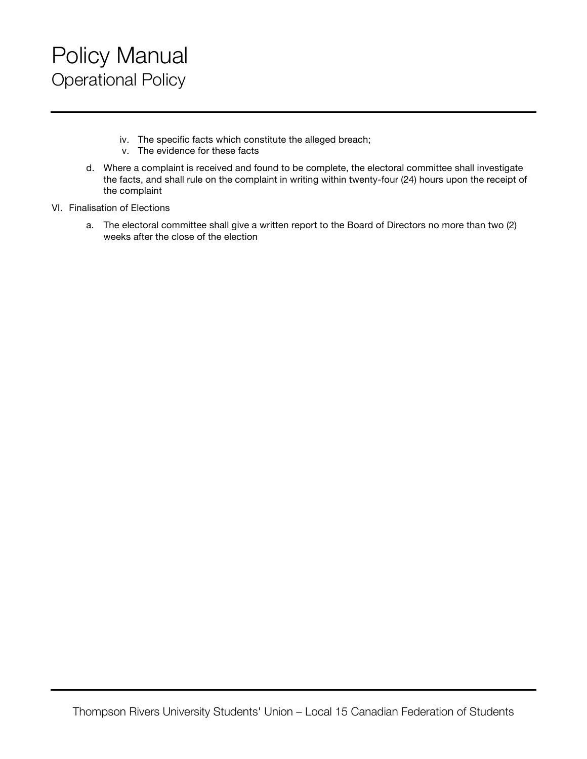iv. The specific facts which constitute the alleged breach;
v. The evidence for these facts

d. Where a complaint is received and found to be complete, the electoral committee shall investigate the facts, and shall rule on the complaint in writing within twenty-four (24) hours upon the receipt of the complaint

VI. Finalisation of Elections

a. The electoral committee shall give a written report to the Board of Directors no more than two (2) weeks after the close of the election